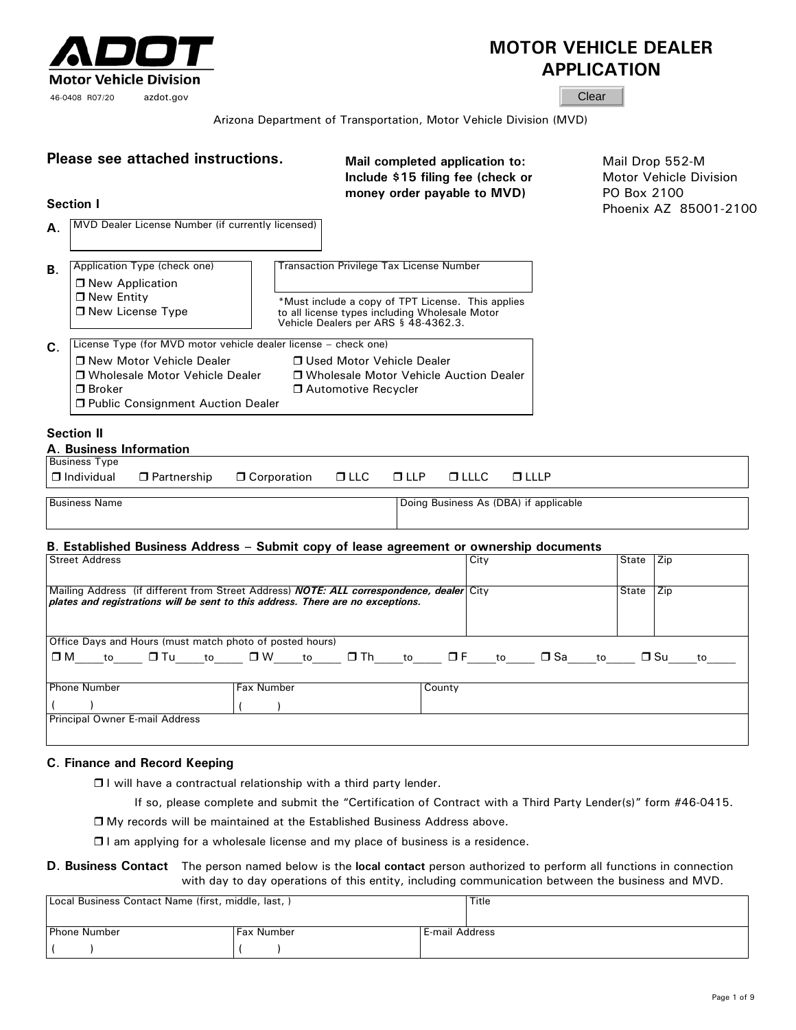# ADOT

**Motor Vehicle Division**

46-0408 R07/20 azdot.gov

# MOTOR VEHICLE DEALER APPLICATION

Clear

Arizona Department of Transportation, Motor Vehicle Division (MVD)

**Please see attached instructions.**

**Mail completed application to: Include $15 filing fee (check or money order payable to MVD)**

Mail Drop 552-M
Motor Vehicle Division
PO Box 2100
Phoenix AZ 85001-2100

## Section I

**A.** MVD Dealer License Number (if currently licensed)

**B.** Application Type (check one)

- ❒ New Application
- ❒ New Entity
- ❒ New License Type

Transaction Privilege Tax License Number

*Must include a copy of TPT License. This applies to all license types including Wholesale Motor Vehicle Dealers per ARS § 48-4362.3.

**C.** License Type (for MVD motor vehicle dealer license – check one)

- ❒ New Motor Vehicle Dealer
- ❒ Used Motor Vehicle Dealer
- ❒ Wholesale Motor Vehicle Dealer
- ❒ Wholesale Motor Vehicle Auction Dealer
- ❒ Broker
- ❒ Automotive Recycler
- ❒ Public Consignment Auction Dealer

## Section II

### A. Business Information

Business Type

❒ Individual ❒ Partnership ❒ Corporation ❒ LLC ❒ LLP ❒ LLLC ❒ LLLP

| Business Name | Doing Business As (DBA) if applicable |
|---|---|
| | |

### B. Established Business Address – Submit copy of lease agreement or ownership documents

| Street Address | City | State | Zip |
|---|---|---|---|
| | | | |
| Mailing Address (if different from Street Address) ***NOTE: ALL correspondence, dealer plates and registrations will be sent to this address. There are no exceptions.*** | City | State | Zip |

Office Days and Hours (must match photo of posted hours)

❒ M\_\_\_\_to\_\_\_\_ ❒ Tu\_\_\_\_to\_\_\_\_ ❒ W\_\_\_\_to\_\_\_\_ ❒ Th\_\_\_\_to\_\_\_\_ ❒ F\_\_\_\_to\_\_\_\_ ❒ Sa\_\_\_\_to\_\_\_\_ ❒ Su\_\_\_\_to\_\_\_\_

| Phone Number | Fax Number | County |
|---|---|---|
| ( ) | ( ) | |

Principal Owner E-mail Address

### C. Finance and Record Keeping

❒ I will have a contractual relationship with a third party lender.

If so, please complete and submit the "Certification of Contract with a Third Party Lender(s)" form #46-0415.

❒ My records will be maintained at the Established Business Address above.

❒ I am applying for a wholesale license and my place of business is a residence.

### D. Business Contact

The person named below is the **local contact** person authorized to perform all functions in connection with day to day operations of this entity, including communication between the business and MVD.

| Local Business Contact Name (first, middle, last, ) | | Title |
|---|---|---|
| | | |
| Phone Number | Fax Number | E-mail Address |
| ( ) | ( ) | |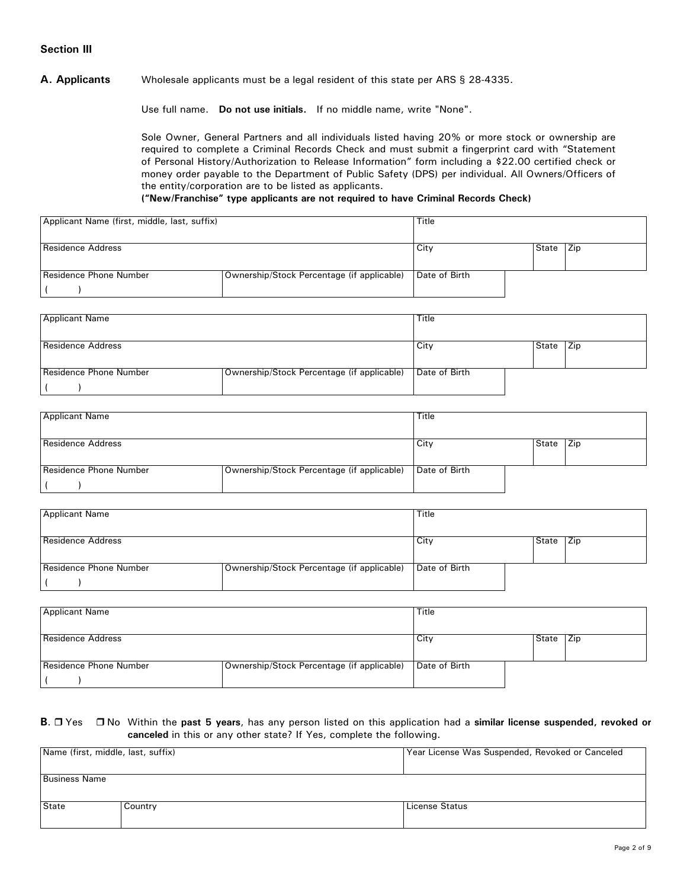## Section III

**A. Applicants** Wholesale applicants must be a legal resident of this state per ARS § 28-4335.

Use full name. **Do not use initials.** If no middle name, write "None".

Sole Owner, General Partners and all individuals listed having 20% or more stock or ownership are required to complete a Criminal Records Check and must submit a fingerprint card with "Statement of Personal History/Authorization to Release Information" form including a $22.00 certified check or money order payable to the Department of Public Safety (DPS) per individual. All Owners/Officers of the entity/corporation are to be listed as applicants.

**("New/Franchise" type applicants are not required to have Criminal Records Check)**

| Applicant Name (first, middle, last, suffix) | | Title | | |
|---|---|---|---|---|
| Residence Address | | City | State | Zip |
| Residence Phone Number ( ) | Ownership/Stock Percentage (if applicable) | Date of Birth | | |

| Applicant Name | | Title | | |
|---|---|---|---|---|
| Residence Address | | City | State | Zip |
| Residence Phone Number ( ) | Ownership/Stock Percentage (if applicable) | Date of Birth | | |

| Applicant Name | | Title | | |
|---|---|---|---|---|
| Residence Address | | City | State | Zip |
| Residence Phone Number ( ) | Ownership/Stock Percentage (if applicable) | Date of Birth | | |

| Applicant Name | | Title | | |
|---|---|---|---|---|
| Residence Address | | City | State | Zip |
| Residence Phone Number ( ) | Ownership/Stock Percentage (if applicable) | Date of Birth | | |

| Applicant Name | | Title | | |
|---|---|---|---|---|
| Residence Address | | City | State | Zip |
| Residence Phone Number ( ) | Ownership/Stock Percentage (if applicable) | Date of Birth | | |

**B.** ❐ Yes ❐ No Within the **past 5 years**, has any person listed on this application had a **similar license suspended, revoked or canceled** in this or any other state? If Yes, complete the following.

| Name (first, middle, last, suffix) | | Year License Was Suspended, Revoked or Canceled |
|---|---|---|
| Business Name | | |
| State | Country | License Status |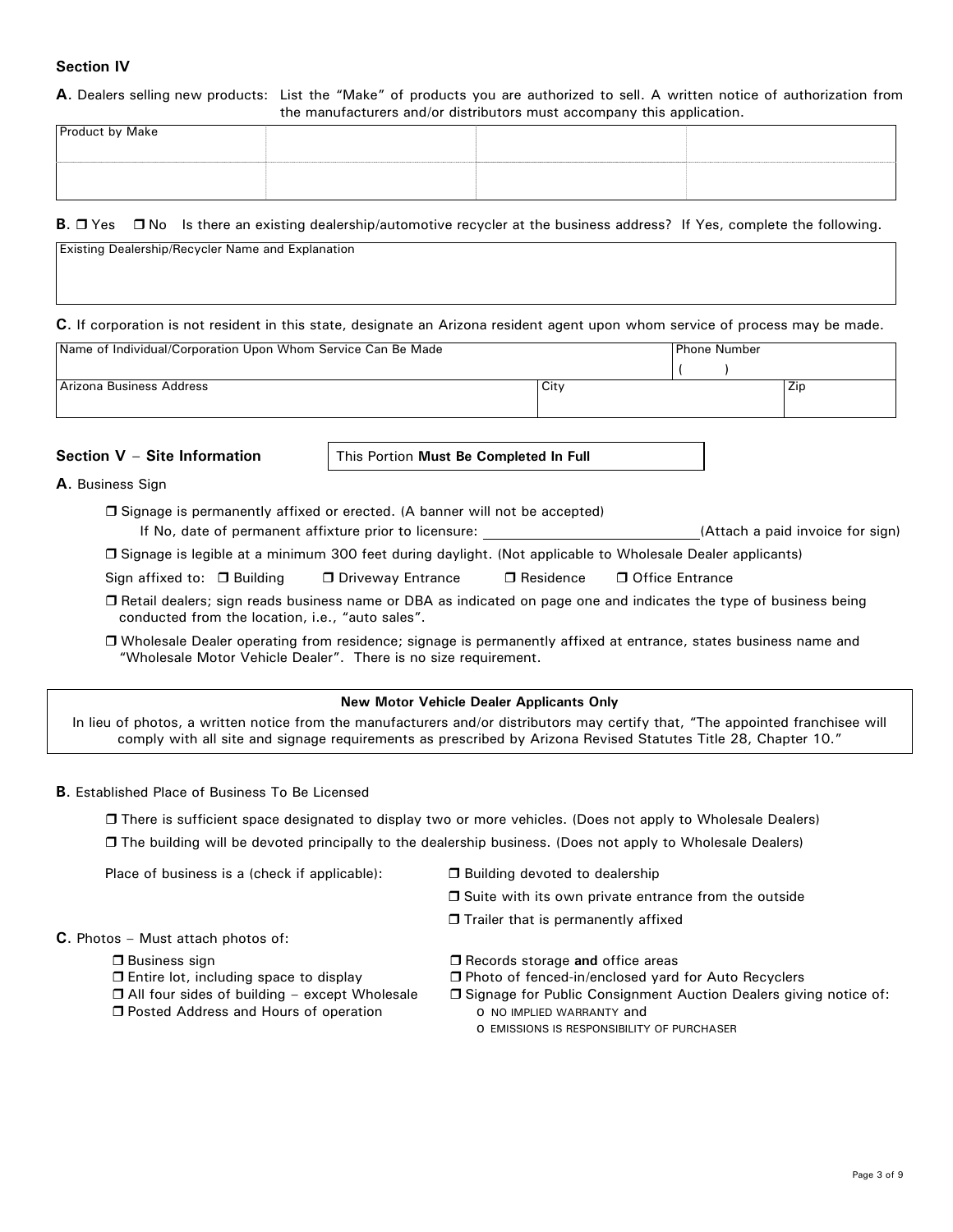## Section IV

**A.** Dealers selling new products: List the "Make" of products you are authorized to sell. A written notice of authorization from the manufacturers and/or distributors must accompany this application.

| Product by Make | | | |
|---|---|---|---|
| | | | |

**B.** ☐ Yes ☐ No Is there an existing dealership/automotive recycler at the business address? If Yes, complete the following.

| Existing Dealership/Recycler Name and Explanation |
|---|
| |

**C.** If corporation is not resident in this state, designate an Arizona resident agent upon whom service of process may be made.

| Name of Individual/Corporation Upon Whom Service Can Be Made | | Phone Number ( ) |
|---|---|---|
| **Arizona Business Address** | **City** | **Zip** |
| | | |

## Section V – Site Information

This Portion **Must Be Completed In Full**

**A.** Business Sign

☐ Signage is permanently affixed or erected. (A banner will not be accepted)

If No, date of permanent affixture prior to licensure: ____________ (Attach a paid invoice for sign)

☐ Signage is legible at a minimum 300 feet during daylight. (Not applicable to Wholesale Dealer applicants)

Sign affixed to: ☐ Building ☐ Driveway Entrance ☐ Residence ☐ Office Entrance

☐ Retail dealers; sign reads business name or DBA as indicated on page one and indicates the type of business being conducted from the location, i.e., "auto sales".

☐ Wholesale Dealer operating from residence; signage is permanently affixed at entrance, states business name and "Wholesale Motor Vehicle Dealer". There is no size requirement.

**New Motor Vehicle Dealer Applicants Only**

In lieu of photos, a written notice from the manufacturers and/or distributors may certify that, "The appointed franchisee will comply with all site and signage requirements as prescribed by Arizona Revised Statutes Title 28, Chapter 10."

**B.** Established Place of Business To Be Licensed

☐ There is sufficient space designated to display two or more vehicles. (Does not apply to Wholesale Dealers)

☐ The building will be devoted principally to the dealership business. (Does not apply to Wholesale Dealers)

Place of business is a (check if applicable):

☐ Building devoted to dealership

☐ Suite with its own private entrance from the outside

☐ Trailer that is permanently affixed

**C.** Photos – Must attach photos of:

☐ Business sign

☐ Entire lot, including space to display

☐ All four sides of building – except Wholesale

☐ Posted Address and Hours of operation

☐ Records storage **and** office areas

☐ Photo of fenced-in/enclosed yard for Auto Recyclers

☐ Signage for Public Consignment Auction Dealers giving notice of:

- NO IMPLIED WARRANTY and
- EMISSIONS IS RESPONSIBILITY OF PURCHASER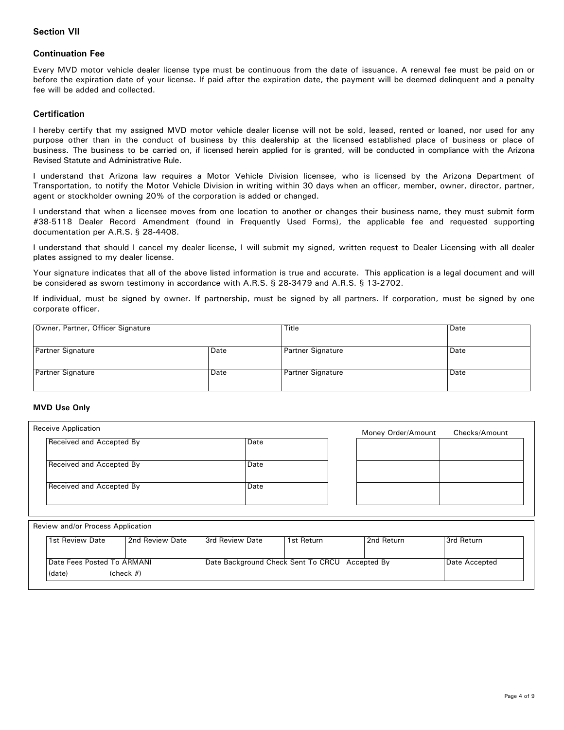### Section VII

### Continuation Fee

Every MVD motor vehicle dealer license type must be continuous from the date of issuance. A renewal fee must be paid on or before the expiration date of your license. If paid after the expiration date, the payment will be deemed delinquent and a penalty fee will be added and collected.

### Certification

I hereby certify that my assigned MVD motor vehicle dealer license will not be sold, leased, rented or loaned, nor used for any purpose other than in the conduct of business by this dealership at the licensed established place of business or place of business. The business to be carried on, if licensed herein applied for is granted, will be conducted in compliance with the Arizona Revised Statute and Administrative Rule.

I understand that Arizona law requires a Motor Vehicle Division licensee, who is licensed by the Arizona Department of Transportation, to notify the Motor Vehicle Division in writing within 30 days when an officer, member, owner, director, partner, agent or stockholder owning 20% of the corporation is added or changed.

I understand that when a licensee moves from one location to another or changes their business name, they must submit form #38-5118 Dealer Record Amendment (found in Frequently Used Forms), the applicable fee and requested supporting documentation per A.R.S. § 28-4408.

I understand that should I cancel my dealer license, I will submit my signed, written request to Dealer Licensing with all dealer plates assigned to my dealer license.

Your signature indicates that all of the above listed information is true and accurate. This application is a legal document and will be considered as sworn testimony in accordance with A.R.S. § 28-3479 and A.R.S. § 13-2702.

If individual, must be signed by owner. If partnership, must be signed by all partners. If corporation, must be signed by one corporate officer.

| Owner, Partner, Officer Signature | | Title | Date |
|---|---|---|---|
| Partner Signature | Date | Partner Signature | Date |
| Partner Signature | Date | Partner Signature | Date |

### MVD Use Only

**Receive Application**

| Received and Accepted By | Date | Money Order/Amount | Checks/Amount |
|---|---|---|---|
| Received and Accepted By | Date | | |
| Received and Accepted By | Date | | |
| Received and Accepted By | Date | | |

**Review and/or Process Application**

| 1st Review Date | 2nd Review Date | 3rd Review Date | 1st Return | 2nd Return | 3rd Return |
|---|---|---|---|---|---|
| Date Fees Posted To ARMANI (date) (check #) | | Date Background Check Sent To CRCU | | Accepted By | Date Accepted |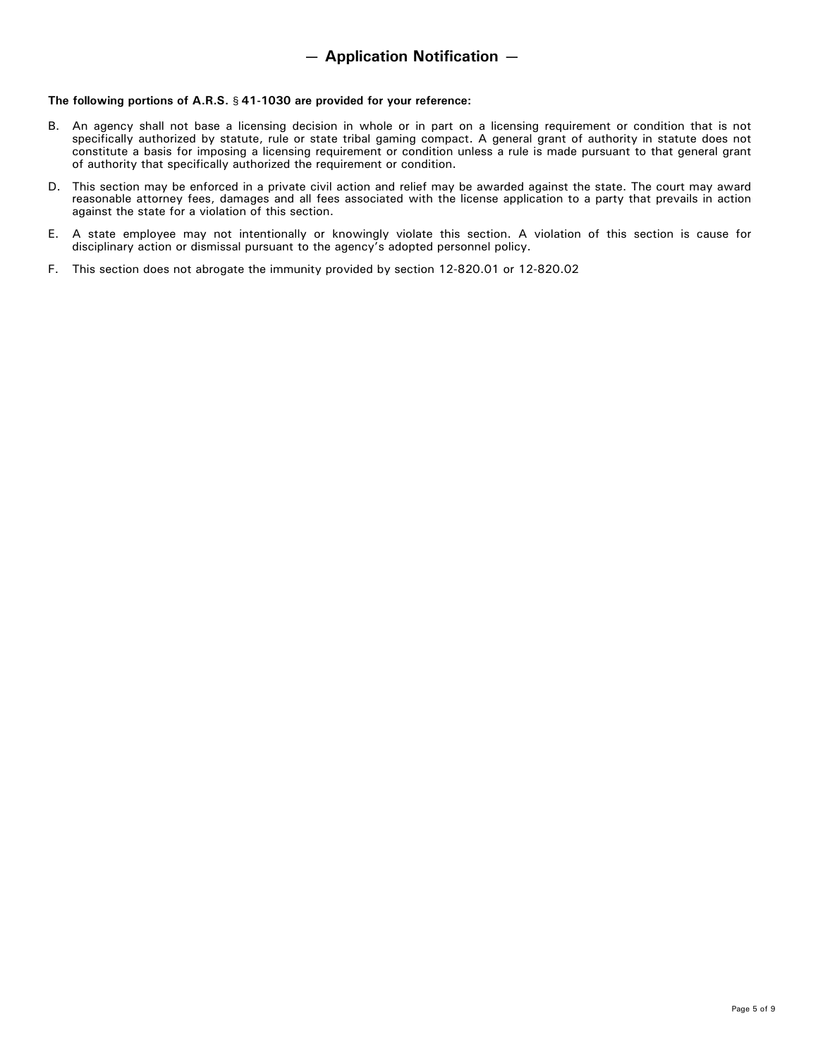## — Application Notification —

**The following portions of A.R.S. § 41-1030 are provided for your reference:**

B. An agency shall not base a licensing decision in whole or in part on a licensing requirement or condition that is not specifically authorized by statute, rule or state tribal gaming compact. A general grant of authority in statute does not constitute a basis for imposing a licensing requirement or condition unless a rule is made pursuant to that general grant of authority that specifically authorized the requirement or condition.

D. This section may be enforced in a private civil action and relief may be awarded against the state. The court may award reasonable attorney fees, damages and all fees associated with the license application to a party that prevails in action against the state for a violation of this section.

E. A state employee may not intentionally or knowingly violate this section. A violation of this section is cause for disciplinary action or dismissal pursuant to the agency's adopted personnel policy.

F. This section does not abrogate the immunity provided by section 12-820.01 or 12-820.02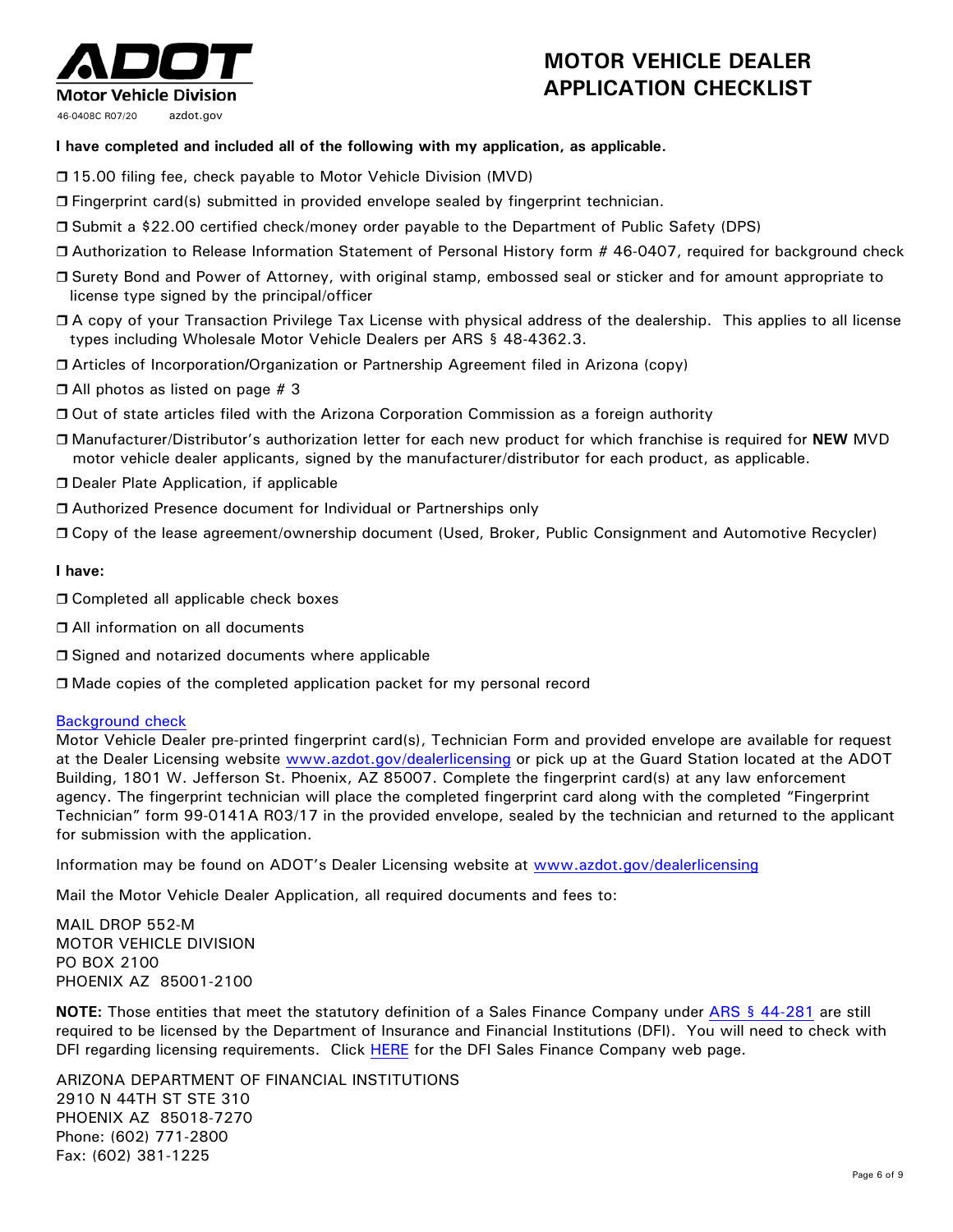**ADOT**
**Motor Vehicle Division**
46-0408C R07/20 azdot.gov

# MOTOR VEHICLE DEALER APPLICATION CHECKLIST

**I have completed and included all of the following with my application, as applicable.**

- ❒ 15.00 filing fee, check payable to Motor Vehicle Division (MVD)
- ❒ Fingerprint card(s) submitted in provided envelope sealed by fingerprint technician.
- ❒ Submit a $22.00 certified check/money order payable to the Department of Public Safety (DPS)
- ❒ Authorization to Release Information Statement of Personal History form # 46-0407, required for background check
- ❒ Surety Bond and Power of Attorney, with original stamp, embossed seal or sticker and for amount appropriate to license type signed by the principal/officer
- ❒ A copy of your Transaction Privilege Tax License with physical address of the dealership. This applies to all license types including Wholesale Motor Vehicle Dealers per ARS § 48-4362.3.
- ❒ Articles of Incorporation/Organization or Partnership Agreement filed in Arizona (copy)
- ❒ All photos as listed on page # 3
- ❒ Out of state articles filed with the Arizona Corporation Commission as a foreign authority
- ❒ Manufacturer/Distributor's authorization letter for each new product for which franchise is required for **NEW** MVD motor vehicle dealer applicants, signed by the manufacturer/distributor for each product, as applicable.
- ❒ Dealer Plate Application, if applicable
- ❒ Authorized Presence document for Individual or Partnerships only
- ❒ Copy of the lease agreement/ownership document (Used, Broker, Public Consignment and Automotive Recycler)

**I have:**

- ❒ Completed all applicable check boxes
- ❒ All information on all documents
- ❒ Signed and notarized documents where applicable
- ❒ Made copies of the completed application packet for my personal record

Background check

Motor Vehicle Dealer pre-printed fingerprint card(s), Technician Form and provided envelope are available for request at the Dealer Licensing website www.azdot.gov/dealerlicensing or pick up at the Guard Station located at the ADOT Building, 1801 W. Jefferson St. Phoenix, AZ 85007. Complete the fingerprint card(s) at any law enforcement agency. The fingerprint technician will place the completed fingerprint card along with the completed "Fingerprint Technician" form 99-0141A R03/17 in the provided envelope, sealed by the technician and returned to the applicant for submission with the application.

Information may be found on ADOT's Dealer Licensing website at www.azdot.gov/dealerlicensing

Mail the Motor Vehicle Dealer Application, all required documents and fees to:

MAIL DROP 552-M
MOTOR VEHICLE DIVISION
PO BOX 2100
PHOENIX AZ 85001-2100

**NOTE:** Those entities that meet the statutory definition of a Sales Finance Company under ARS § 44-281 are still required to be licensed by the Department of Insurance and Financial Institutions (DFI). You will need to check with DFI regarding licensing requirements. Click HERE for the DFI Sales Finance Company web page.

ARIZONA DEPARTMENT OF FINANCIAL INSTITUTIONS
2910 N 44TH ST STE 310
PHOENIX AZ 85018-7270
Phone: (602) 771-2800
Fax: (602) 381-1225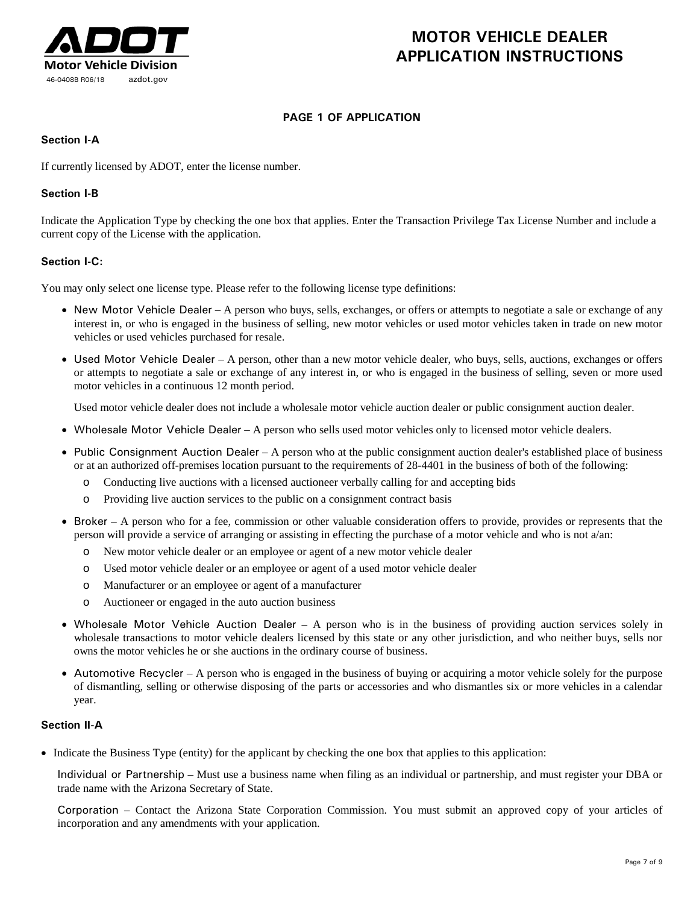# MOTOR VEHICLE DEALER APPLICATION INSTRUCTIONS

ADOT Motor Vehicle Division

46-0408B R06/18 azdot.gov

## PAGE 1 OF APPLICATION

### Section I-A

If currently licensed by ADOT, enter the license number.

### Section I-B

Indicate the Application Type by checking the one box that applies. Enter the Transaction Privilege Tax License Number and include a current copy of the License with the application.

### Section I-C:

You may only select one license type. Please refer to the following license type definitions:

- New Motor Vehicle Dealer – A person who buys, sells, exchanges, or offers or attempts to negotiate a sale or exchange of any interest in, or who is engaged in the business of selling, new motor vehicles or used motor vehicles taken in trade on new motor vehicles or used vehicles purchased for resale.
- Used Motor Vehicle Dealer – A person, other than a new motor vehicle dealer, who buys, sells, auctions, exchanges or offers or attempts to negotiate a sale or exchange of any interest in, or who is engaged in the business of selling, seven or more used motor vehicles in a continuous 12 month period.

  Used motor vehicle dealer does not include a wholesale motor vehicle auction dealer or public consignment auction dealer.
- Wholesale Motor Vehicle Dealer – A person who sells used motor vehicles only to licensed motor vehicle dealers.
- Public Consignment Auction Dealer – A person who at the public consignment auction dealer's established place of business or at an authorized off-premises location pursuant to the requirements of 28-4401 in the business of both of the following:
  - Conducting live auctions with a licensed auctioneer verbally calling for and accepting bids
  - Providing live auction services to the public on a consignment contract basis
- Broker – A person who for a fee, commission or other valuable consideration offers to provide, provides or represents that the person will provide a service of arranging or assisting in effecting the purchase of a motor vehicle and who is not a/an:
  - New motor vehicle dealer or an employee or agent of a new motor vehicle dealer
  - Used motor vehicle dealer or an employee or agent of a used motor vehicle dealer
  - Manufacturer or an employee or agent of a manufacturer
  - Auctioneer or engaged in the auto auction business
- Wholesale Motor Vehicle Auction Dealer – A person who is in the business of providing auction services solely in wholesale transactions to motor vehicle dealers licensed by this state or any other jurisdiction, and who neither buys, sells nor owns the motor vehicles he or she auctions in the ordinary course of business.
- Automotive Recycler – A person who is engaged in the business of buying or acquiring a motor vehicle solely for the purpose of dismantling, selling or otherwise disposing of the parts or accessories and who dismantles six or more vehicles in a calendar year.

### Section II-A

- Indicate the Business Type (entity) for the applicant by checking the one box that applies to this application:

  Individual or Partnership – Must use a business name when filing as an individual or partnership, and must register your DBA or trade name with the Arizona Secretary of State.

  Corporation – Contact the Arizona State Corporation Commission. You must submit an approved copy of your articles of incorporation and any amendments with your application.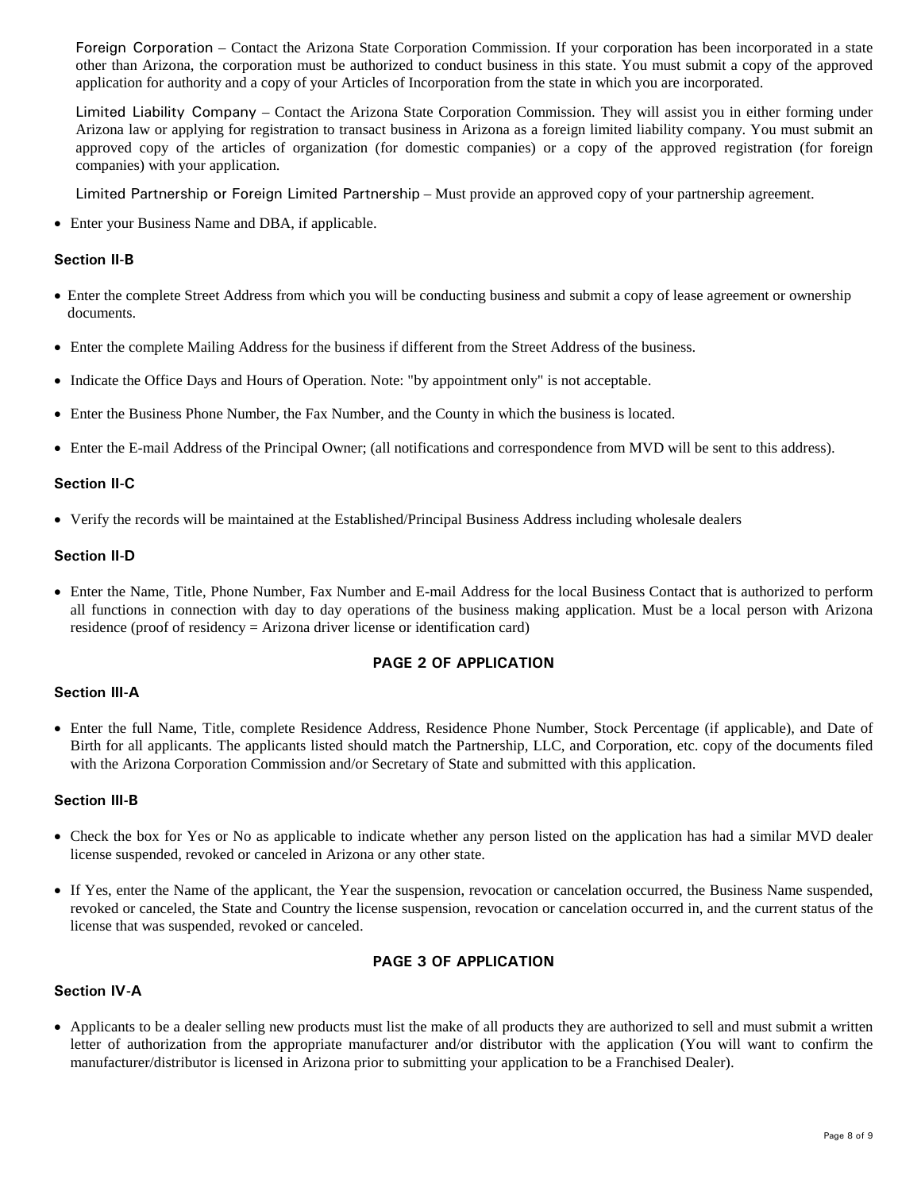Foreign Corporation – Contact the Arizona State Corporation Commission. If your corporation has been incorporated in a state other than Arizona, the corporation must be authorized to conduct business in this state. You must submit a copy of the approved application for authority and a copy of your Articles of Incorporation from the state in which you are incorporated.

Limited Liability Company – Contact the Arizona State Corporation Commission. They will assist you in either forming under Arizona law or applying for registration to transact business in Arizona as a foreign limited liability company. You must submit an approved copy of the articles of organization (for domestic companies) or a copy of the approved registration (for foreign companies) with your application.

Limited Partnership or Foreign Limited Partnership – Must provide an approved copy of your partnership agreement.

- Enter your Business Name and DBA, if applicable.

#### Section II-B

- Enter the complete Street Address from which you will be conducting business and submit a copy of lease agreement or ownership documents.
- Enter the complete Mailing Address for the business if different from the Street Address of the business.
- Indicate the Office Days and Hours of Operation. Note: "by appointment only" is not acceptable.
- Enter the Business Phone Number, the Fax Number, and the County in which the business is located.
- Enter the E-mail Address of the Principal Owner; (all notifications and correspondence from MVD will be sent to this address).

#### Section II-C

- Verify the records will be maintained at the Established/Principal Business Address including wholesale dealers

#### Section II-D

- Enter the Name, Title, Phone Number, Fax Number and E-mail Address for the local Business Contact that is authorized to perform all functions in connection with day to day operations of the business making application. Must be a local person with Arizona residence (proof of residency = Arizona driver license or identification card)

### PAGE 2 OF APPLICATION

#### Section III-A

- Enter the full Name, Title, complete Residence Address, Residence Phone Number, Stock Percentage (if applicable), and Date of Birth for all applicants. The applicants listed should match the Partnership, LLC, and Corporation, etc. copy of the documents filed with the Arizona Corporation Commission and/or Secretary of State and submitted with this application.

#### Section III-B

- Check the box for Yes or No as applicable to indicate whether any person listed on the application has had a similar MVD dealer license suspended, revoked or canceled in Arizona or any other state.
- If Yes, enter the Name of the applicant, the Year the suspension, revocation or cancelation occurred, the Business Name suspended, revoked or canceled, the State and Country the license suspension, revocation or cancelation occurred in, and the current status of the license that was suspended, revoked or canceled.

### PAGE 3 OF APPLICATION

#### Section IV-A

- Applicants to be a dealer selling new products must list the make of all products they are authorized to sell and must submit a written letter of authorization from the appropriate manufacturer and/or distributor with the application (You will want to confirm the manufacturer/distributor is licensed in Arizona prior to submitting your application to be a Franchised Dealer).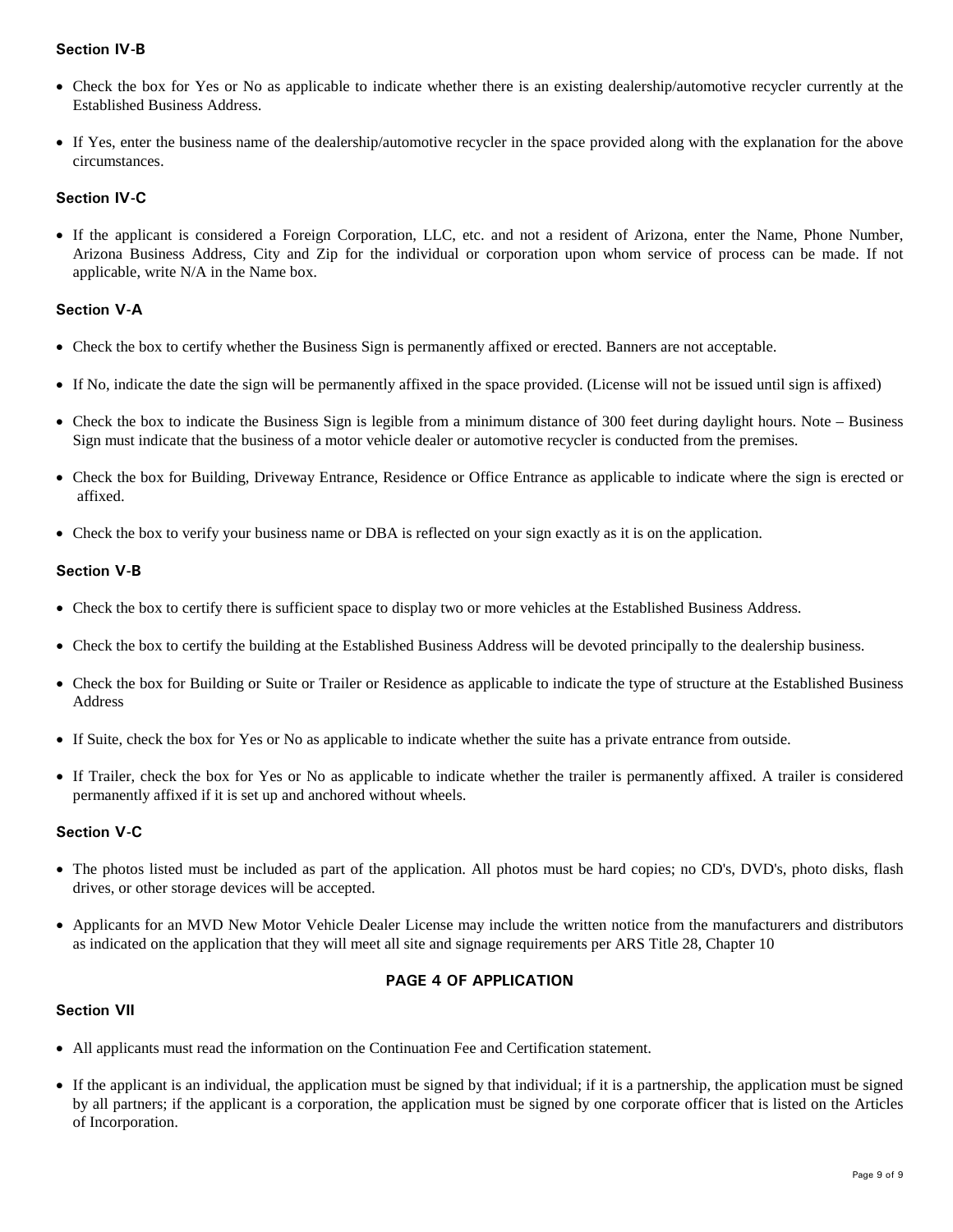### Section IV-B

- Check the box for Yes or No as applicable to indicate whether there is an existing dealership/automotive recycler currently at the Established Business Address.
- If Yes, enter the business name of the dealership/automotive recycler in the space provided along with the explanation for the above circumstances.

### Section IV-C

- If the applicant is considered a Foreign Corporation, LLC, etc. and not a resident of Arizona, enter the Name, Phone Number, Arizona Business Address, City and Zip for the individual or corporation upon whom service of process can be made. If not applicable, write N/A in the Name box.

### Section V-A

- Check the box to certify whether the Business Sign is permanently affixed or erected. Banners are not acceptable.
- If No, indicate the date the sign will be permanently affixed in the space provided. (License will not be issued until sign is affixed)
- Check the box to indicate the Business Sign is legible from a minimum distance of 300 feet during daylight hours. Note – Business Sign must indicate that the business of a motor vehicle dealer or automotive recycler is conducted from the premises.
- Check the box for Building, Driveway Entrance, Residence or Office Entrance as applicable to indicate where the sign is erected or affixed.
- Check the box to verify your business name or DBA is reflected on your sign exactly as it is on the application.

### Section V-B

- Check the box to certify there is sufficient space to display two or more vehicles at the Established Business Address.
- Check the box to certify the building at the Established Business Address will be devoted principally to the dealership business.
- Check the box for Building or Suite or Trailer or Residence as applicable to indicate the type of structure at the Established Business Address
- If Suite, check the box for Yes or No as applicable to indicate whether the suite has a private entrance from outside.
- If Trailer, check the box for Yes or No as applicable to indicate whether the trailer is permanently affixed. A trailer is considered permanently affixed if it is set up and anchored without wheels.

### Section V-C

- The photos listed must be included as part of the application. All photos must be hard copies; no CD's, DVD's, photo disks, flash drives, or other storage devices will be accepted.
- Applicants for an MVD New Motor Vehicle Dealer License may include the written notice from the manufacturers and distributors as indicated on the application that they will meet all site and signage requirements per ARS Title 28, Chapter 10

## PAGE 4 OF APPLICATION

### Section VII

- All applicants must read the information on the Continuation Fee and Certification statement.
- If the applicant is an individual, the application must be signed by that individual; if it is a partnership, the application must be signed by all partners; if the applicant is a corporation, the application must be signed by one corporate officer that is listed on the Articles of Incorporation.